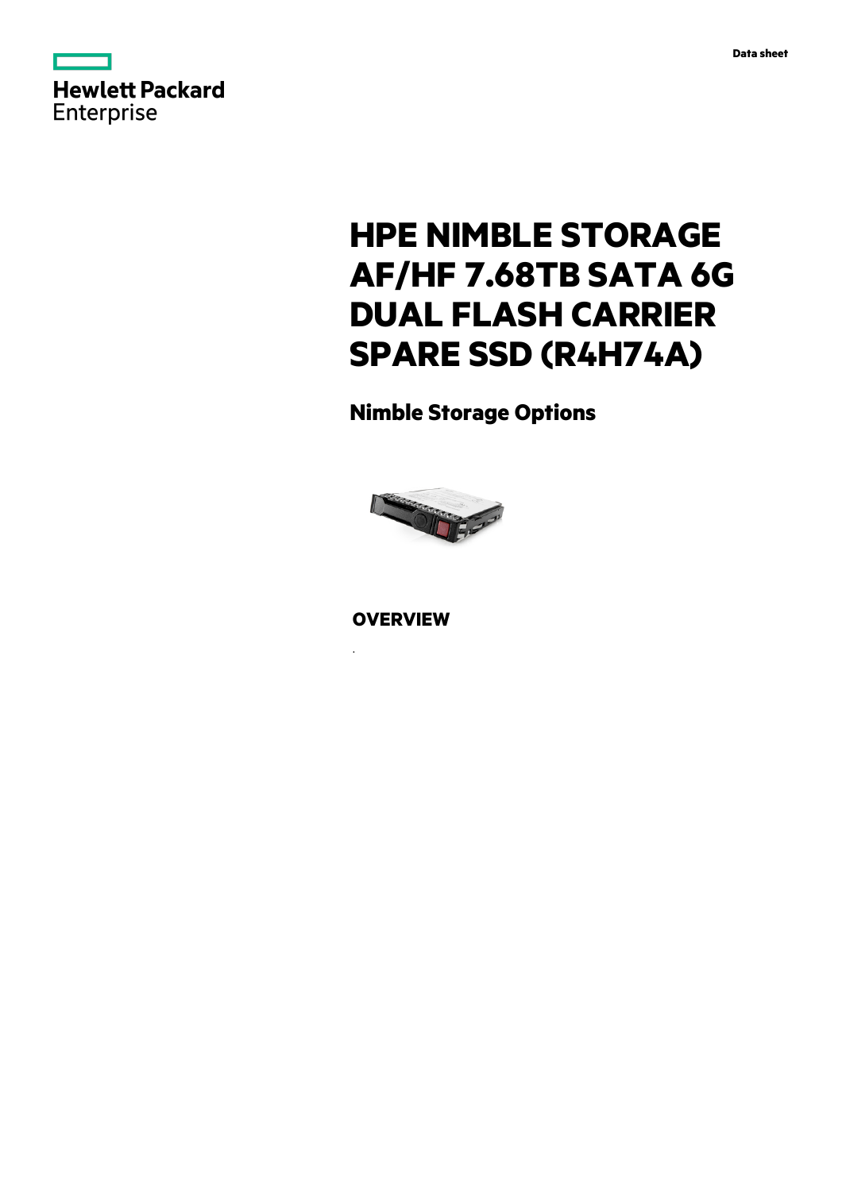Data sheet

Hewlett Packard Enterprise

# HPE NIMBLE STORAGE AF/HF 7.68TB SATA 6G DUAL FLASH CARRIER SPARE SSD (R4H74A)

## Nimble Storage Options

## OVERVIEW

.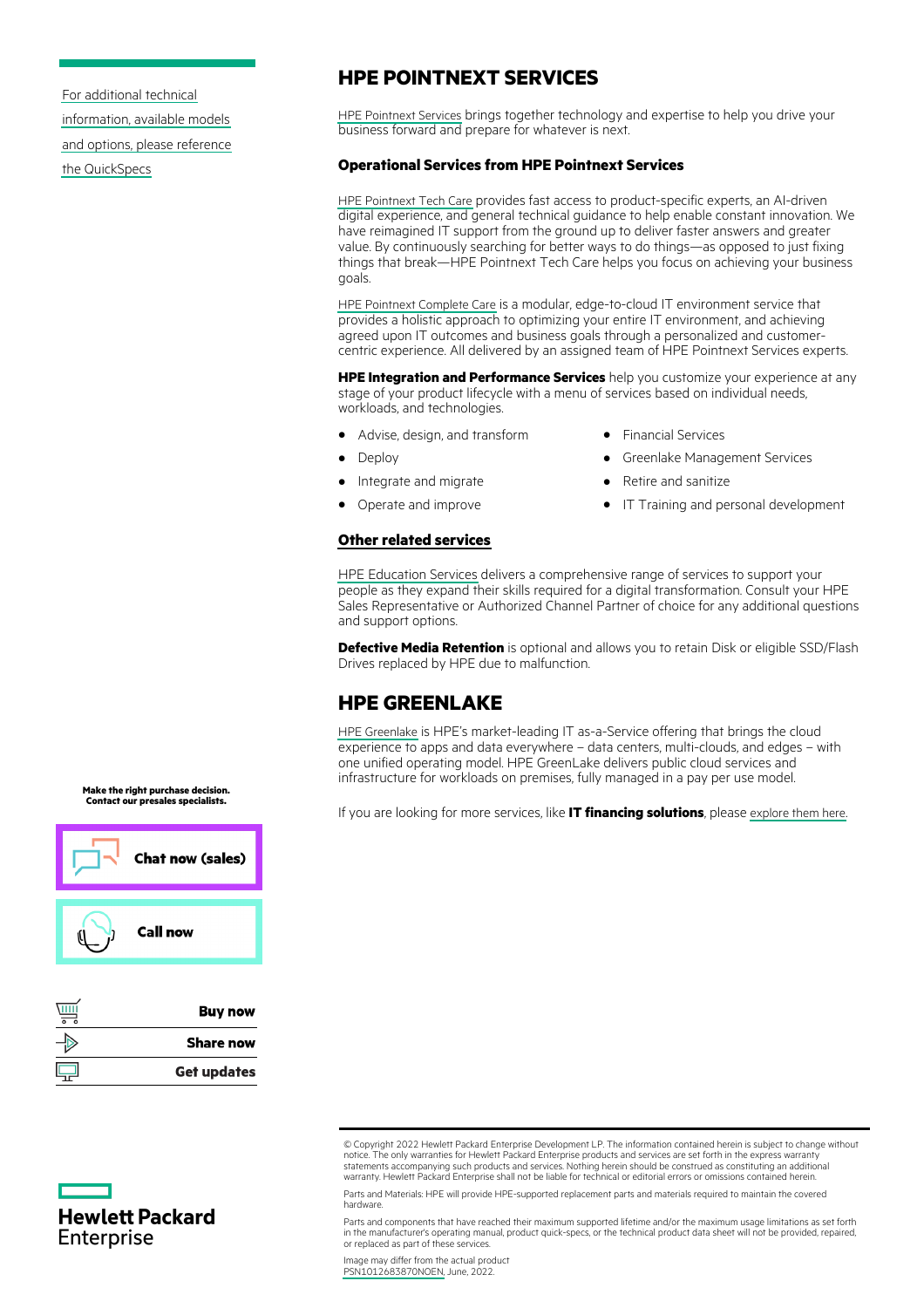For additional technical information, available models and options, please reference the QuickSpecs

# HPE POINTNEXT SERVICES

HPE Pointnext Services brings together technology and expertise to help you drive your business forward and prepare for whatever is next.

### Operational Services from HPE Pointnext Services

HPE Pointnext Tech Care provides fast access to product-specific experts, an AI-driven digital experience, and general technical guidance to help enable constant innovation. We have reimagined IT support from the ground up to deliver faster answers and greater value. By continuously searching for better ways to do things—as opposed to just fixing things that break—HPE Pointnext Tech Care helps you focus on achieving your business goals.

HPE Pointnext Complete Care is a modular, edge-to-cloud IT environment service that provides a holistic approach to optimizing your entire IT environment, and achieving agreed upon IT outcomes and business goals through a personalized and customer-centric experience. All delivered by an assigned team of HPE Pointnext Services experts.

**HPE Integration and Performance Services** help you customize your experience at any stage of your product lifecycle with a menu of services based on individual needs, workloads, and technologies.

- Advise, design, and transform
- Deploy
- Integrate and migrate
- Operate and improve
- Financial Services
- Greenlake Management Services
- Retire and sanitize
- IT Training and personal development

### Other related services

HPE Education Services delivers a comprehensive range of services to support your people as they expand their skills required for a digital transformation. Consult your HPE Sales Representative or Authorized Channel Partner of choice for any additional questions and support options.

**Defective Media Retention** is optional and allows you to retain Disk or eligible SSD/Flash Drives replaced by HPE due to malfunction.

# HPE GREENLAKE

HPE Greenlake is HPE's market-leading IT as-a-Service offering that brings the cloud experience to apps and data everywhere – data centers, multi-clouds, and edges – with one unified operating model. HPE GreenLake delivers public cloud services and infrastructure for workloads on premises, fully managed in a pay per use model.

If you are looking for more services, like **IT financing solutions**, please explore them here.

**Make the right purchase decision. Contact our presales specialists.**

Chat now (sales)

Call now

Buy now

Share now

Get updates

© Copyright 2022 Hewlett Packard Enterprise Development LP. The information contained herein is subject to change without notice. The only warranties for Hewlett Packard Enterprise products and services are set forth in the express warranty statements accompanying such products and services. Nothing herein should be construed as constituting an additional warranty. Hewlett Packard Enterprise shall not be liable for technical or editorial errors or omissions contained herein.

Parts and Materials: HPE will provide HPE-supported replacement parts and materials required to maintain the covered hardware.

Parts and components that have reached their maximum supported lifetime and/or the maximum usage limitations as set forth in the manufacturer's operating manual, product quick-specs, or the technical product data sheet will not be provided, repaired, or replaced as part of these services.

Image may differ from the actual product

PSN1012683870NOEN, June, 2022.

Hewlett Packard Enterprise